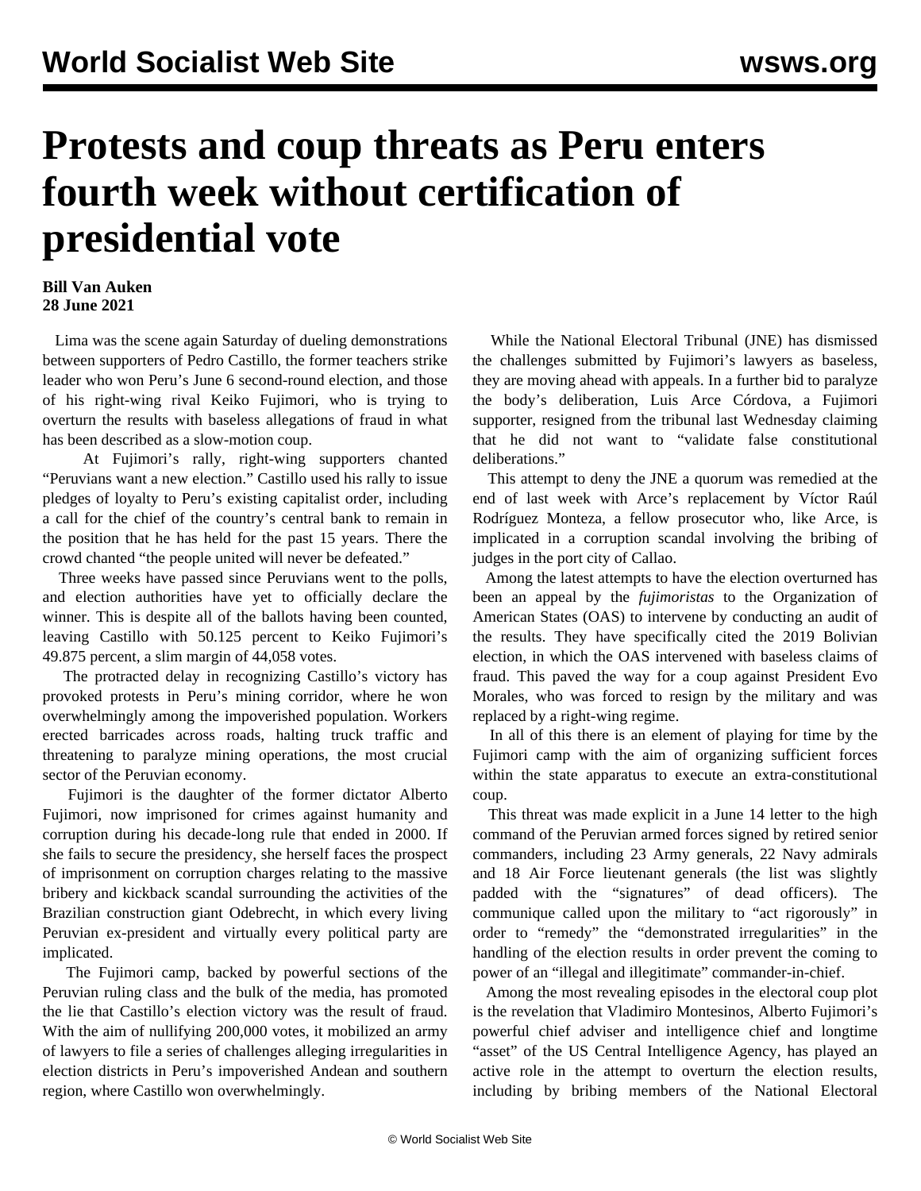# Protests and coup threats as Peru enters fourth week without certification of presidential vote

**Bill Van Auken**
**28 June 2021**

Lima was the scene again Saturday of dueling demonstrations between supporters of Pedro Castillo, the former teachers strike leader who won Peru's June 6 second-round election, and those of his right-wing rival Keiko Fujimori, who is trying to overturn the results with baseless allegations of fraud in what has been described as a slow-motion coup.

At Fujimori's rally, right-wing supporters chanted "Peruvians want a new election." Castillo used his rally to issue pledges of loyalty to Peru's existing capitalist order, including a call for the chief of the country's central bank to remain in the position that he has held for the past 15 years. There the crowd chanted "the people united will never be defeated."

Three weeks have passed since Peruvians went to the polls, and election authorities have yet to officially declare the winner. This is despite all of the ballots having been counted, leaving Castillo with 50.125 percent to Keiko Fujimori's 49.875 percent, a slim margin of 44,058 votes.

The protracted delay in recognizing Castillo's victory has provoked protests in Peru's mining corridor, where he won overwhelmingly among the impoverished population. Workers erected barricades across roads, halting truck traffic and threatening to paralyze mining operations, the most crucial sector of the Peruvian economy.

Fujimori is the daughter of the former dictator Alberto Fujimori, now imprisoned for crimes against humanity and corruption during his decade-long rule that ended in 2000. If she fails to secure the presidency, she herself faces the prospect of imprisonment on corruption charges relating to the massive bribery and kickback scandal surrounding the activities of the Brazilian construction giant Odebrecht, in which every living Peruvian ex-president and virtually every political party are implicated.

The Fujimori camp, backed by powerful sections of the Peruvian ruling class and the bulk of the media, has promoted the lie that Castillo's election victory was the result of fraud. With the aim of nullifying 200,000 votes, it mobilized an army of lawyers to file a series of challenges alleging irregularities in election districts in Peru's impoverished Andean and southern region, where Castillo won overwhelmingly.

While the National Electoral Tribunal (JNE) has dismissed the challenges submitted by Fujimori's lawyers as baseless, they are moving ahead with appeals. In a further bid to paralyze the body's deliberation, Luis Arce Córdova, a Fujimori supporter, resigned from the tribunal last Wednesday claiming that he did not want to "validate false constitutional deliberations."

This attempt to deny the JNE a quorum was remedied at the end of last week with Arce's replacement by Víctor Raúl Rodríguez Monteza, a fellow prosecutor who, like Arce, is implicated in a corruption scandal involving the bribing of judges in the port city of Callao.

Among the latest attempts to have the election overturned has been an appeal by the *fujimoristas* to the Organization of American States (OAS) to intervene by conducting an audit of the results. They have specifically cited the 2019 Bolivian election, in which the OAS intervened with baseless claims of fraud. This paved the way for a coup against President Evo Morales, who was forced to resign by the military and was replaced by a right-wing regime.

In all of this there is an element of playing for time by the Fujimori camp with the aim of organizing sufficient forces within the state apparatus to execute an extra-constitutional coup.

This threat was made explicit in a June 14 letter to the high command of the Peruvian armed forces signed by retired senior commanders, including 23 Army generals, 22 Navy admirals and 18 Air Force lieutenant generals (the list was slightly padded with the "signatures" of dead officers). The communique called upon the military to "act rigorously" in order to "remedy" the "demonstrated irregularities" in the handling of the election results in order prevent the coming to power of an "illegal and illegitimate" commander-in-chief.

Among the most revealing episodes in the electoral coup plot is the revelation that Vladimiro Montesinos, Alberto Fujimori's powerful chief adviser and intelligence chief and longtime "asset" of the US Central Intelligence Agency, has played an active role in the attempt to overturn the election results, including by bribing members of the National Electoral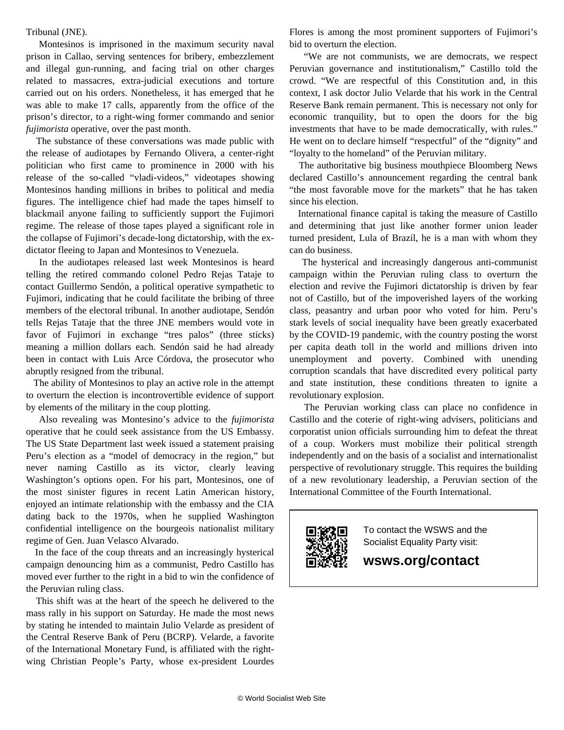Tribunal (JNE).

Montesinos is imprisoned in the maximum security naval prison in Callao, serving sentences for bribery, embezzlement and illegal gun-running, and facing trial on other charges related to massacres, extra-judicial executions and torture carried out on his orders. Nonetheless, it has emerged that he was able to make 17 calls, apparently from the office of the prison's director, to a right-wing former commando and senior *fujimorista* operative, over the past month.

The substance of these conversations was made public with the release of audiotapes by Fernando Olivera, a center-right politician who first came to prominence in 2000 with his release of the so-called "vladi-videos," videotapes showing Montesinos handing millions in bribes to political and media figures. The intelligence chief had made the tapes himself to blackmail anyone failing to sufficiently support the Fujimori regime. The release of those tapes played a significant role in the collapse of Fujimori's decade-long dictatorship, with the ex-dictator fleeing to Japan and Montesinos to Venezuela.

In the audiotapes released last week Montesinos is heard telling the retired commando colonel Pedro Rejas Tataje to contact Guillermo Sendón, a political operative sympathetic to Fujimori, indicating that he could facilitate the bribing of three members of the electoral tribunal. In another audiotape, Sendón tells Rejas Tataje that the three JNE members would vote in favor of Fujimori in exchange "tres palos" (three sticks) meaning a million dollars each. Sendón said he had already been in contact with Luis Arce Córdova, the prosecutor who abruptly resigned from the tribunal.

The ability of Montesinos to play an active role in the attempt to overturn the election is incontrovertible evidence of support by elements of the military in the coup plotting.

Also revealing was Montesino's advice to the *fujimorista* operative that he could seek assistance from the US Embassy. The US State Department last week issued a statement praising Peru's election as a "model of democracy in the region," but never naming Castillo as its victor, clearly leaving Washington's options open. For his part, Montesinos, one of the most sinister figures in recent Latin American history, enjoyed an intimate relationship with the embassy and the CIA dating back to the 1970s, when he supplied Washington confidential intelligence on the bourgeois nationalist military regime of Gen. Juan Velasco Alvarado.

In the face of the coup threats and an increasingly hysterical campaign denouncing him as a communist, Pedro Castillo has moved ever further to the right in a bid to win the confidence of the Peruvian ruling class.

This shift was at the heart of the speech he delivered to the mass rally in his support on Saturday. He made the most news by stating he intended to maintain Julio Velarde as president of the Central Reserve Bank of Peru (BCRP). Velarde, a favorite of the International Monetary Fund, is affiliated with the right-wing Christian People's Party, whose ex-president Lourdes Flores is among the most prominent supporters of Fujimori's bid to overturn the election.

"We are not communists, we are democrats, we respect Peruvian governance and institutionalism," Castillo told the crowd. "We are respectful of this Constitution and, in this context, I ask doctor Julio Velarde that his work in the Central Reserve Bank remain permanent. This is necessary not only for economic tranquility, but to open the doors for the big investments that have to be made democratically, with rules." He went on to declare himself "respectful" of the "dignity" and "loyalty to the homeland" of the Peruvian military.

The authoritative big business mouthpiece Bloomberg News declared Castillo's announcement regarding the central bank "the most favorable move for the markets" that he has taken since his election.

International finance capital is taking the measure of Castillo and determining that just like another former union leader turned president, Lula of Brazil, he is a man with whom they can do business.

The hysterical and increasingly dangerous anti-communist campaign within the Peruvian ruling class to overturn the election and revive the Fujimori dictatorship is driven by fear not of Castillo, but of the impoverished layers of the working class, peasantry and urban poor who voted for him. Peru's stark levels of social inequality have been greatly exacerbated by the COVID-19 pandemic, with the country posting the worst per capita death toll in the world and millions driven into unemployment and poverty. Combined with unending corruption scandals that have discredited every political party and state institution, these conditions threaten to ignite a revolutionary explosion.

The Peruvian working class can place no confidence in Castillo and the coterie of right-wing advisers, politicians and corporatist union officials surrounding him to defeat the threat of a coup. Workers must mobilize their political strength independently and on the basis of a socialist and internationalist perspective of revolutionary struggle. This requires the building of a new revolutionary leadership, a Peruvian section of the International Committee of the Fourth International.

To contact the WSWS and the Socialist Equality Party visit:

**wsws.org/contact**